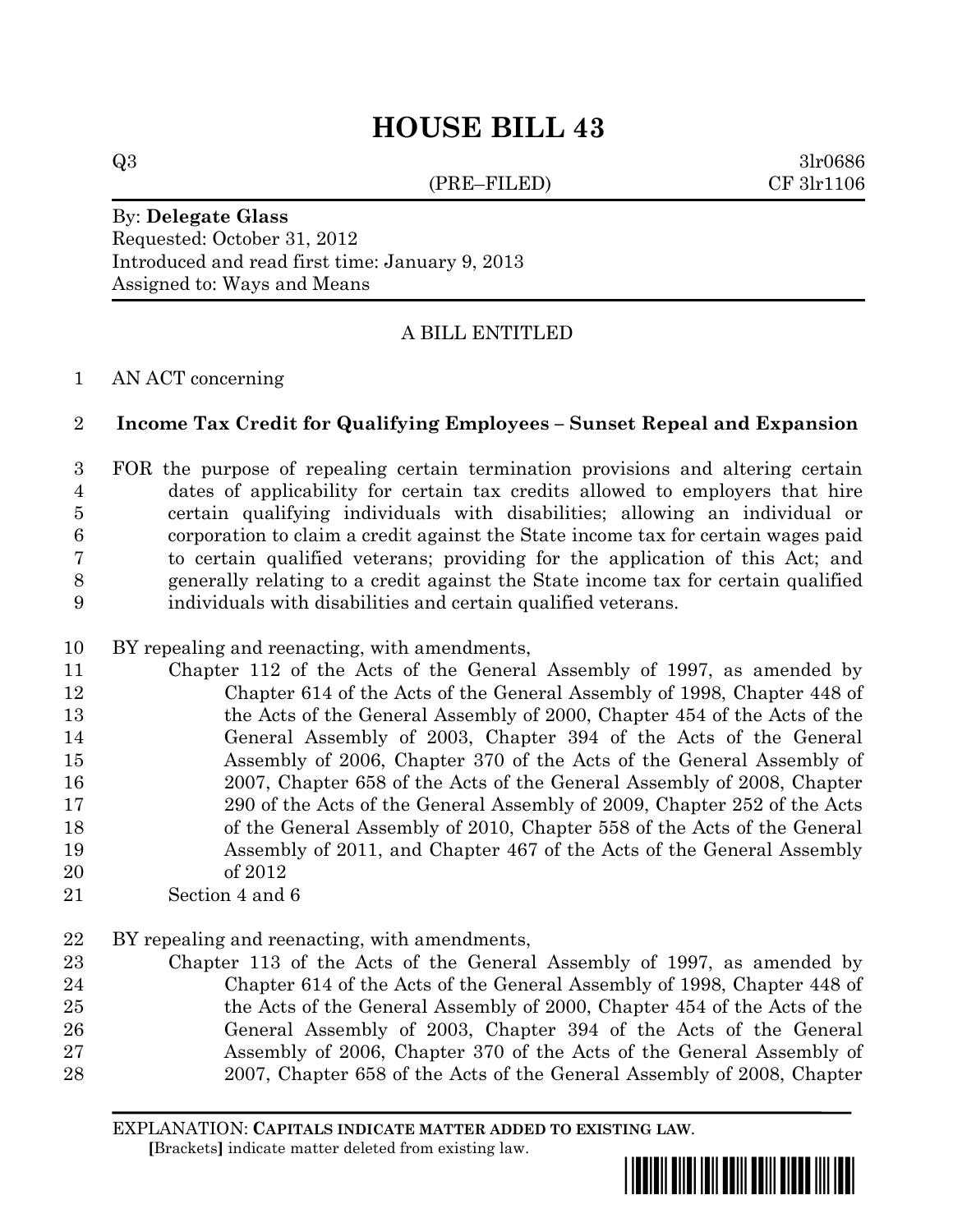# HOUSE BILL 43

Q3 3lr0686
(PRE–FILED) CF 3lr1106

By: **Delegate Glass**
Requested: October 31, 2012
Introduced and read first time: January 9, 2013
Assigned to: Ways and Means

A BILL ENTITLED

1 AN ACT concerning

2 **Income Tax Credit for Qualifying Employees – Sunset Repeal and Expansion**

3 FOR the purpose of repealing certain termination provisions and altering certain
4 dates of applicability for certain tax credits allowed to employers that hire
5 certain qualifying individuals with disabilities; allowing an individual or
6 corporation to claim a credit against the State income tax for certain wages paid
7 to certain qualified veterans; providing for the application of this Act; and
8 generally relating to a credit against the State income tax for certain qualified
9 individuals with disabilities and certain qualified veterans.

10 BY repealing and reenacting, with amendments,
11 Chapter 112 of the Acts of the General Assembly of 1997, as amended by
12 Chapter 614 of the Acts of the General Assembly of 1998, Chapter 448 of
13 the Acts of the General Assembly of 2000, Chapter 454 of the Acts of the
14 General Assembly of 2003, Chapter 394 of the Acts of the General
15 Assembly of 2006, Chapter 370 of the Acts of the General Assembly of
16 2007, Chapter 658 of the Acts of the General Assembly of 2008, Chapter
17 290 of the Acts of the General Assembly of 2009, Chapter 252 of the Acts
18 of the General Assembly of 2010, Chapter 558 of the Acts of the General
19 Assembly of 2011, and Chapter 467 of the Acts of the General Assembly
20 of 2012
21 Section 4 and 6

22 BY repealing and reenacting, with amendments,
23 Chapter 113 of the Acts of the General Assembly of 1997, as amended by
24 Chapter 614 of the Acts of the General Assembly of 1998, Chapter 448 of
25 the Acts of the General Assembly of 2000, Chapter 454 of the Acts of the
26 General Assembly of 2003, Chapter 394 of the Acts of the General
27 Assembly of 2006, Chapter 370 of the Acts of the General Assembly of
28 2007, Chapter 658 of the Acts of the General Assembly of 2008, Chapter

EXPLANATION: **CAPITALS INDICATE MATTER ADDED TO EXISTING LAW.**
**[**Brackets**]** indicate matter deleted from existing law.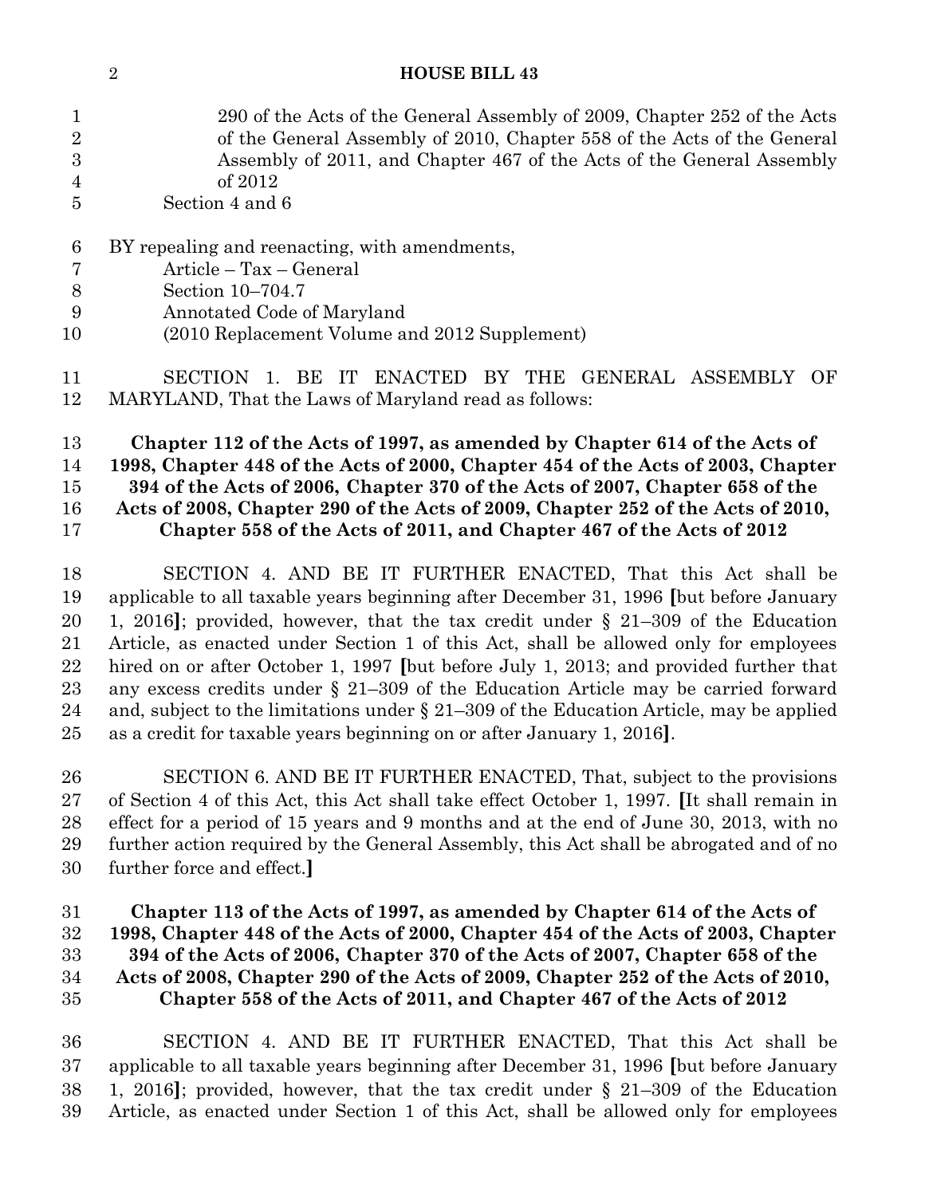290 of the Acts of the General Assembly of 2009, Chapter 252 of the Acts of the General Assembly of 2010, Chapter 558 of the Acts of the General Assembly of 2011, and Chapter 467 of the Acts of the General Assembly of 2012

Section 4 and 6

BY repealing and reenacting, with amendments,

Article – Tax – General

Section 10–704.7

Annotated Code of Maryland

(2010 Replacement Volume and 2012 Supplement)

SECTION 1. BE IT ENACTED BY THE GENERAL ASSEMBLY OF MARYLAND, That the Laws of Maryland read as follows:

**Chapter 112 of the Acts of 1997, as amended by Chapter 614 of the Acts of 1998, Chapter 448 of the Acts of 2000, Chapter 454 of the Acts of 2003, Chapter 394 of the Acts of 2006, Chapter 370 of the Acts of 2007, Chapter 658 of the Acts of 2008, Chapter 290 of the Acts of 2009, Chapter 252 of the Acts of 2010, Chapter 558 of the Acts of 2011, and Chapter 467 of the Acts of 2012**

SECTION 4. AND BE IT FURTHER ENACTED, That this Act shall be applicable to all taxable years beginning after December 31, 1996 **[**but before January 1, 2016**]**; provided, however, that the tax credit under § 21–309 of the Education Article, as enacted under Section 1 of this Act, shall be allowed only for employees hired on or after October 1, 1997 **[**but before July 1, 2013; and provided further that any excess credits under § 21–309 of the Education Article may be carried forward and, subject to the limitations under § 21–309 of the Education Article, may be applied as a credit for taxable years beginning on or after January 1, 2016**]**.

SECTION 6. AND BE IT FURTHER ENACTED, That, subject to the provisions of Section 4 of this Act, this Act shall take effect October 1, 1997. **[**It shall remain in effect for a period of 15 years and 9 months and at the end of June 30, 2013, with no further action required by the General Assembly, this Act shall be abrogated and of no further force and effect.**]**

**Chapter 113 of the Acts of 1997, as amended by Chapter 614 of the Acts of 1998, Chapter 448 of the Acts of 2000, Chapter 454 of the Acts of 2003, Chapter 394 of the Acts of 2006, Chapter 370 of the Acts of 2007, Chapter 658 of the Acts of 2008, Chapter 290 of the Acts of 2009, Chapter 252 of the Acts of 2010, Chapter 558 of the Acts of 2011, and Chapter 467 of the Acts of 2012**

SECTION 4. AND BE IT FURTHER ENACTED, That this Act shall be applicable to all taxable years beginning after December 31, 1996 **[**but before January 1, 2016**]**; provided, however, that the tax credit under § 21–309 of the Education Article, as enacted under Section 1 of this Act, shall be allowed only for employees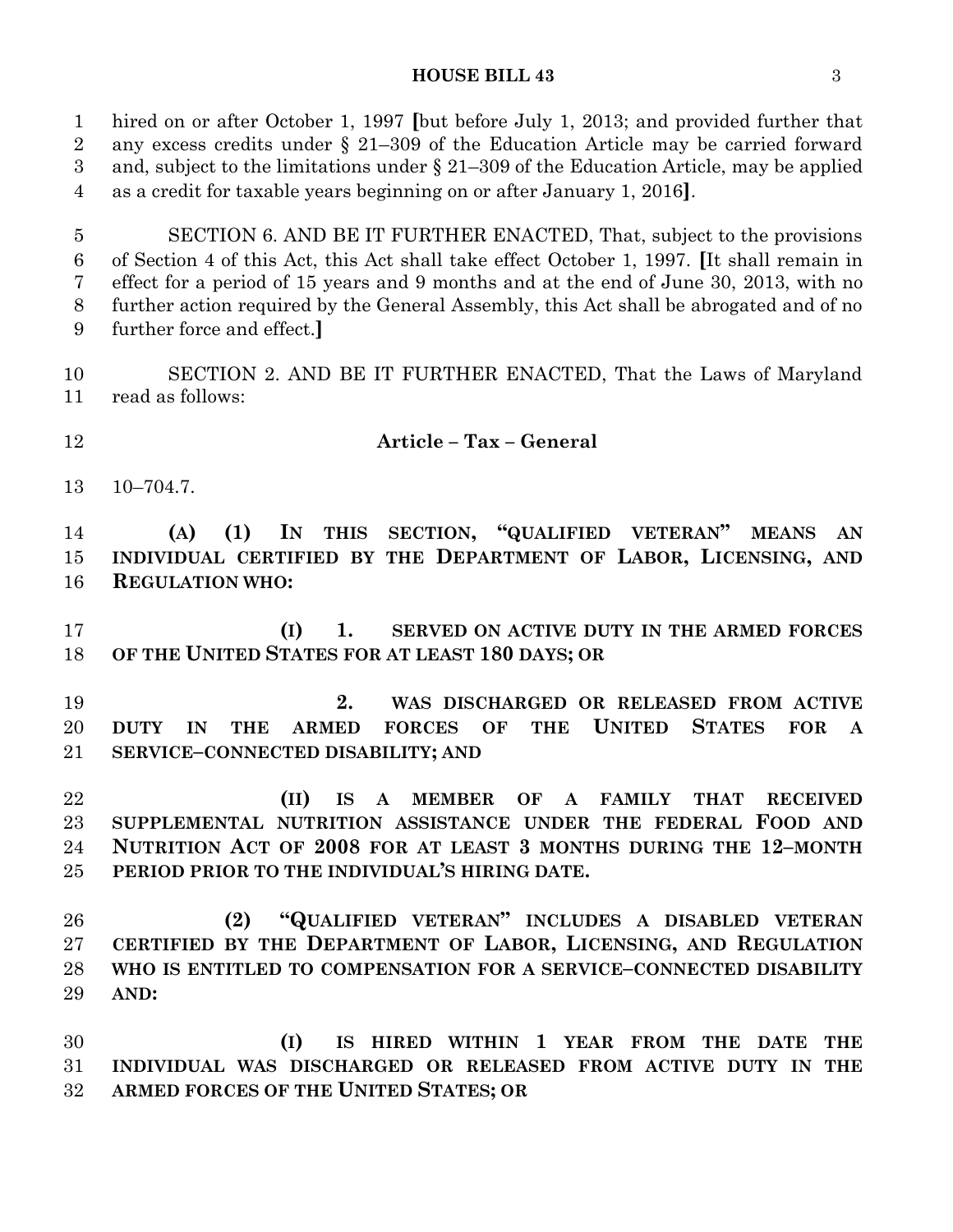hired on or after October 1, 1997 [but before July 1, 2013; and provided further that any excess credits under § 21–309 of the Education Article may be carried forward and, subject to the limitations under § 21–309 of the Education Article, may be applied as a credit for taxable years beginning on or after January 1, 2016].

SECTION 6. AND BE IT FURTHER ENACTED, That, subject to the provisions of Section 4 of this Act, this Act shall take effect October 1, 1997. [It shall remain in effect for a period of 15 years and 9 months and at the end of June 30, 2013, with no further action required by the General Assembly, this Act shall be abrogated and of no further force and effect.]

SECTION 2. AND BE IT FURTHER ENACTED, That the Laws of Maryland read as follows:

**Article – Tax – General**

10–704.7.

**(A) (1) IN THIS SECTION, "QUALIFIED VETERAN" MEANS AN INDIVIDUAL CERTIFIED BY THE DEPARTMENT OF LABOR, LICENSING, AND REGULATION WHO:**

**(I) 1. SERVED ON ACTIVE DUTY IN THE ARMED FORCES OF THE UNITED STATES FOR AT LEAST 180 DAYS; OR**

**2. WAS DISCHARGED OR RELEASED FROM ACTIVE DUTY IN THE ARMED FORCES OF THE UNITED STATES FOR A SERVICE–CONNECTED DISABILITY; AND**

**(II) IS A MEMBER OF A FAMILY THAT RECEIVED SUPPLEMENTAL NUTRITION ASSISTANCE UNDER THE FEDERAL FOOD AND NUTRITION ACT OF 2008 FOR AT LEAST 3 MONTHS DURING THE 12–MONTH PERIOD PRIOR TO THE INDIVIDUAL'S HIRING DATE.**

**(2) "QUALIFIED VETERAN" INCLUDES A DISABLED VETERAN CERTIFIED BY THE DEPARTMENT OF LABOR, LICENSING, AND REGULATION WHO IS ENTITLED TO COMPENSATION FOR A SERVICE–CONNECTED DISABILITY AND:**

**(I) IS HIRED WITHIN 1 YEAR FROM THE DATE THE INDIVIDUAL WAS DISCHARGED OR RELEASED FROM ACTIVE DUTY IN THE ARMED FORCES OF THE UNITED STATES; OR**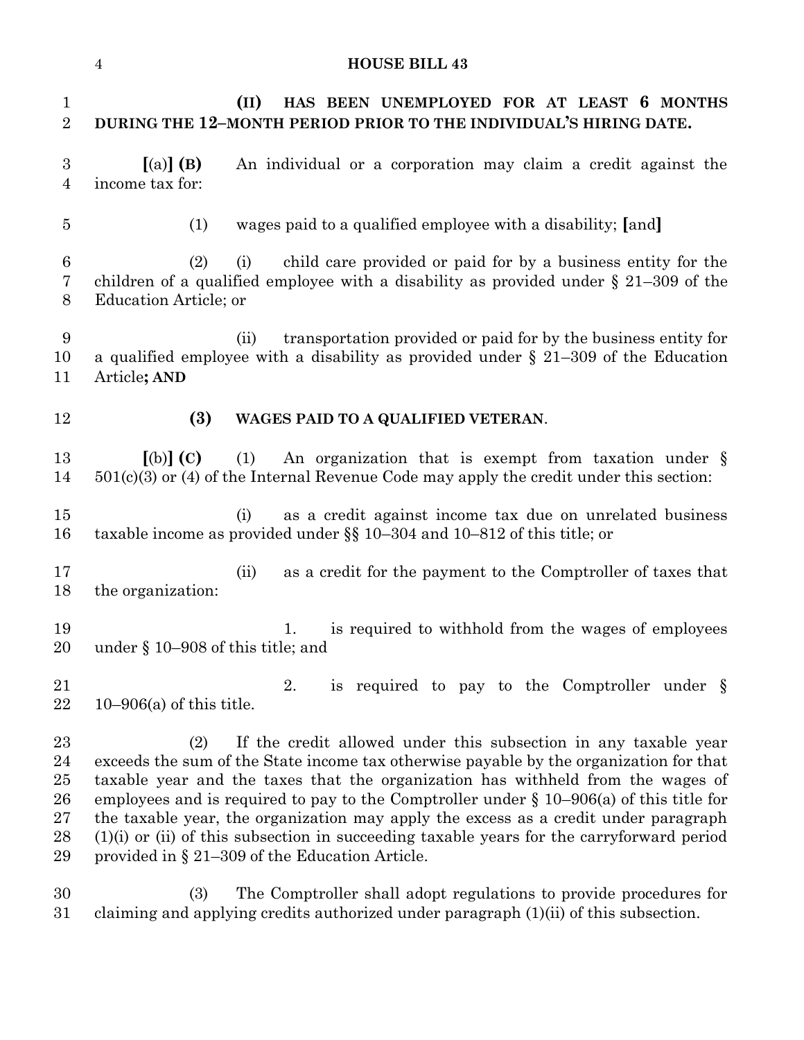**(II) HAS BEEN UNEMPLOYED FOR AT LEAST 6 MONTHS DURING THE 12–MONTH PERIOD PRIOR TO THE INDIVIDUAL'S HIRING DATE.**

[(a)] **(B)** An individual or a corporation may claim a credit against the income tax for:

(1) wages paid to a qualified employee with a disability; [and]

(2) (i) child care provided or paid for by a business entity for the children of a qualified employee with a disability as provided under § 21–309 of the Education Article; or

(ii) transportation provided or paid for by the business entity for a qualified employee with a disability as provided under § 21–309 of the Education Article**; AND**

**(3) WAGES PAID TO A QUALIFIED VETERAN**.

[(b)] **(C)** (1) An organization that is exempt from taxation under § 501(c)(3) or (4) of the Internal Revenue Code may apply the credit under this section:

(i) as a credit against income tax due on unrelated business taxable income as provided under §§ 10–304 and 10–812 of this title; or

(ii) as a credit for the payment to the Comptroller of taxes that the organization:

1. is required to withhold from the wages of employees under § 10–908 of this title; and

2. is required to pay to the Comptroller under § 10–906(a) of this title.

(2) If the credit allowed under this subsection in any taxable year exceeds the sum of the State income tax otherwise payable by the organization for that taxable year and the taxes that the organization has withheld from the wages of employees and is required to pay to the Comptroller under § 10–906(a) of this title for the taxable year, the organization may apply the excess as a credit under paragraph (1)(i) or (ii) of this subsection in succeeding taxable years for the carryforward period provided in § 21–309 of the Education Article.

(3) The Comptroller shall adopt regulations to provide procedures for claiming and applying credits authorized under paragraph (1)(ii) of this subsection.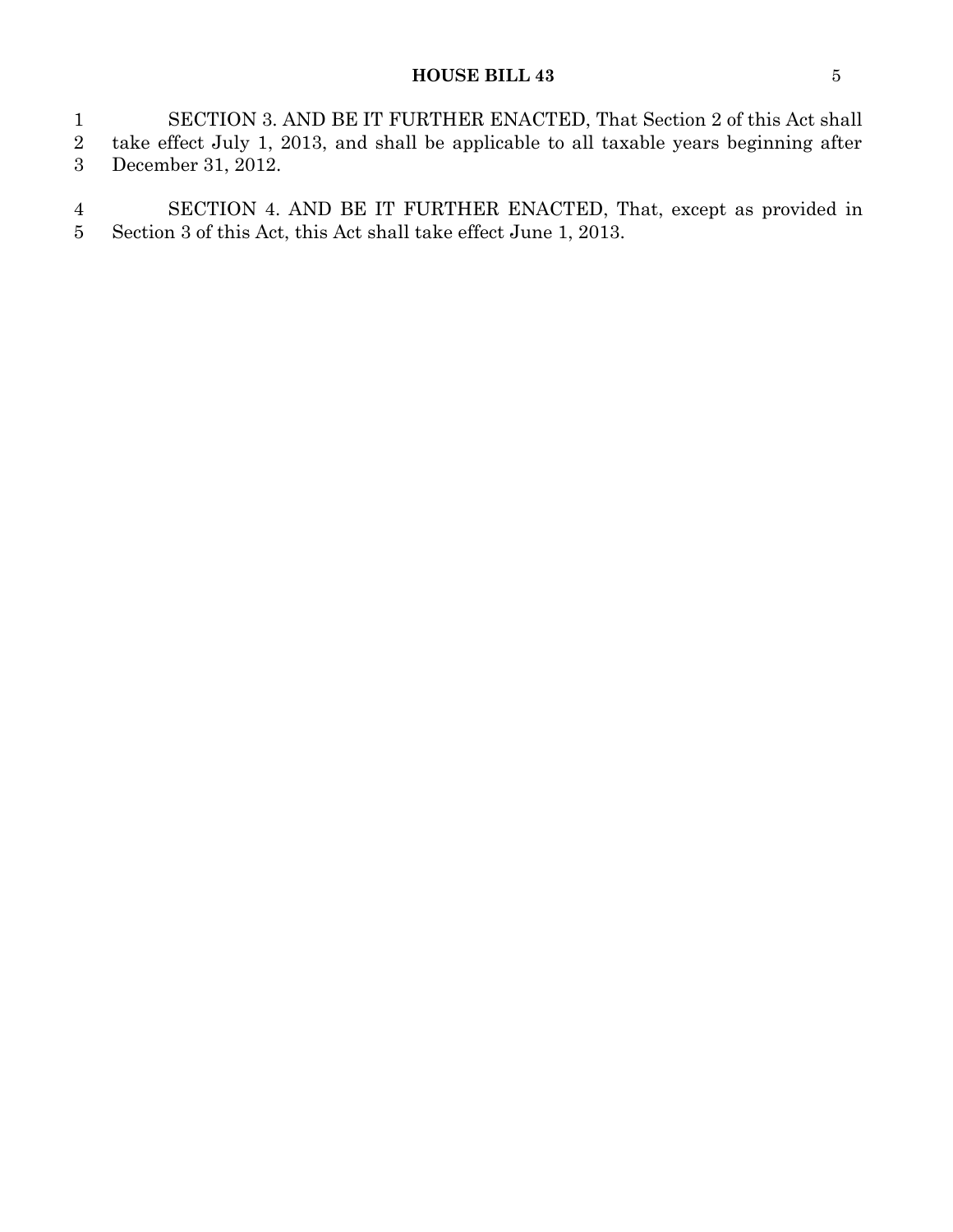SECTION 3. AND BE IT FURTHER ENACTED, That Section 2 of this Act shall take effect July 1, 2013, and shall be applicable to all taxable years beginning after December 31, 2012.

SECTION 4. AND BE IT FURTHER ENACTED, That, except as provided in Section 3 of this Act, this Act shall take effect June 1, 2013.